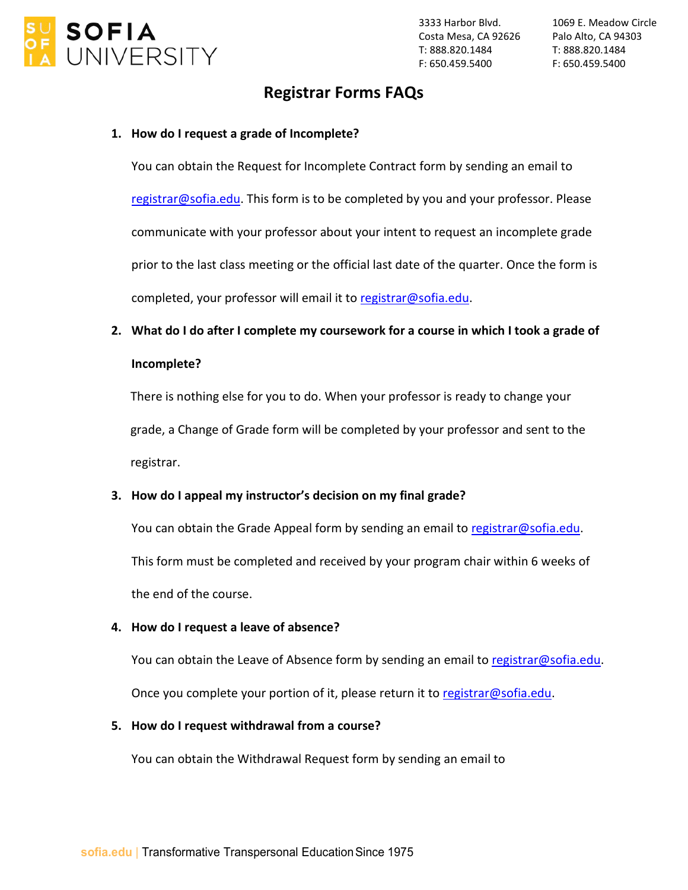# SOFIA UNIVERSITY

3333 Harbor Blvd.
Costa Mesa, CA 92626
T: 888.820.1484
F: 650.459.5400

1069 E. Meadow Circle
Palo Alto, CA 94303
T: 888.820.1484
F: 650.459.5400

## Registrar Forms FAQs

1. **How do I request a grade of Incomplete?**

   You can obtain the Request for Incomplete Contract form by sending an email to registrar@sofia.edu. This form is to be completed by you and your professor. Please communicate with your professor about your intent to request an incomplete grade prior to the last class meeting or the official last date of the quarter. Once the form is completed, your professor will email it to registrar@sofia.edu.

2. **What do I do after I complete my coursework for a course in which I took a grade of Incomplete?**

   There is nothing else for you to do. When your professor is ready to change your grade, a Change of Grade form will be completed by your professor and sent to the registrar.

3. **How do I appeal my instructor's decision on my final grade?**

   You can obtain the Grade Appeal form by sending an email to registrar@sofia.edu. This form must be completed and received by your program chair within 6 weeks of the end of the course.

4. **How do I request a leave of absence?**

   You can obtain the Leave of Absence form by sending an email to registrar@sofia.edu. Once you complete your portion of it, please return it to registrar@sofia.edu.

5. **How do I request withdrawal from a course?**

   You can obtain the Withdrawal Request form by sending an email to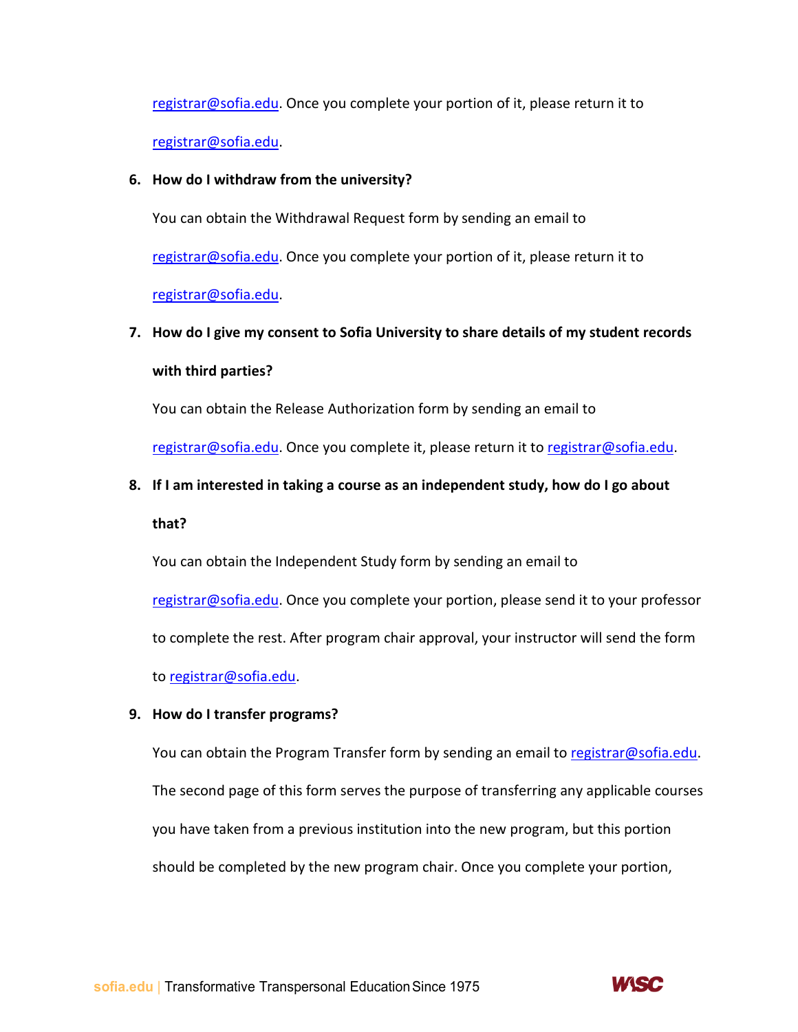registrar@sofia.edu. Once you complete your portion of it, please return it to registrar@sofia.edu.

6. **How do I withdraw from the university?**

   You can obtain the Withdrawal Request form by sending an email to registrar@sofia.edu. Once you complete your portion of it, please return it to registrar@sofia.edu.

7. **How do I give my consent to Sofia University to share details of my student records with third parties?**

   You can obtain the Release Authorization form by sending an email to registrar@sofia.edu. Once you complete it, please return it to registrar@sofia.edu.

8. **If I am interested in taking a course as an independent study, how do I go about that?**

   You can obtain the Independent Study form by sending an email to registrar@sofia.edu. Once you complete your portion, please send it to your professor to complete the rest. After program chair approval, your instructor will send the form to registrar@sofia.edu.

9. **How do I transfer programs?**

   You can obtain the Program Transfer form by sending an email to registrar@sofia.edu. The second page of this form serves the purpose of transferring any applicable courses you have taken from a previous institution into the new program, but this portion should be completed by the new program chair. Once you complete your portion,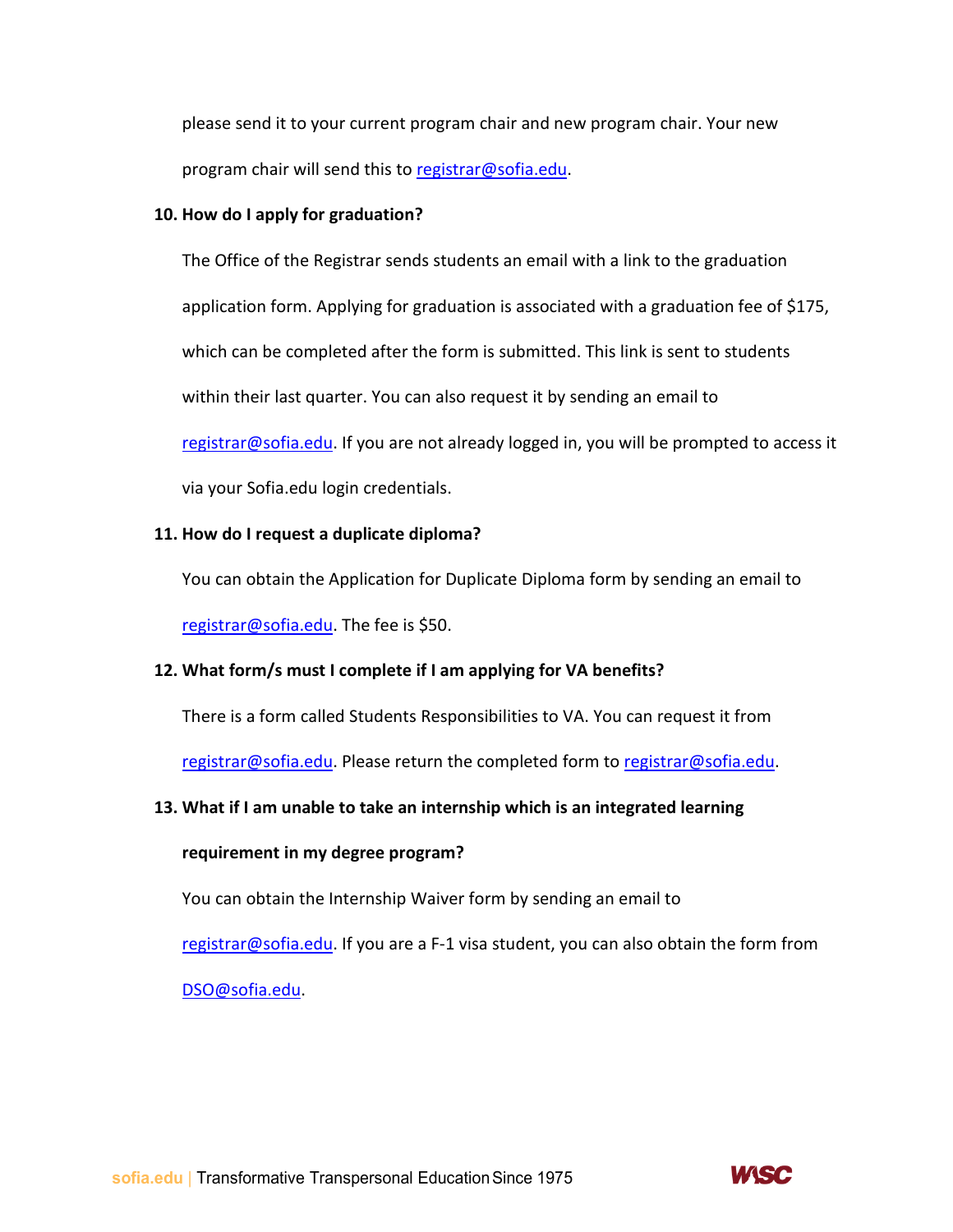please send it to your current program chair and new program chair. Your new program chair will send this to registrar@sofia.edu.

**10. How do I apply for graduation?**

The Office of the Registrar sends students an email with a link to the graduation application form. Applying for graduation is associated with a graduation fee of $175, which can be completed after the form is submitted. This link is sent to students within their last quarter. You can also request it by sending an email to registrar@sofia.edu. If you are not already logged in, you will be prompted to access it via your Sofia.edu login credentials.

**11. How do I request a duplicate diploma?**

You can obtain the Application for Duplicate Diploma form by sending an email to registrar@sofia.edu. The fee is $50.

**12. What form/s must I complete if I am applying for VA benefits?**

There is a form called Students Responsibilities to VA. You can request it from registrar@sofia.edu. Please return the completed form to registrar@sofia.edu.

**13. What if I am unable to take an internship which is an integrated learning requirement in my degree program?**

You can obtain the Internship Waiver form by sending an email to registrar@sofia.edu. If you are a F-1 visa student, you can also obtain the form from DSO@sofia.edu.